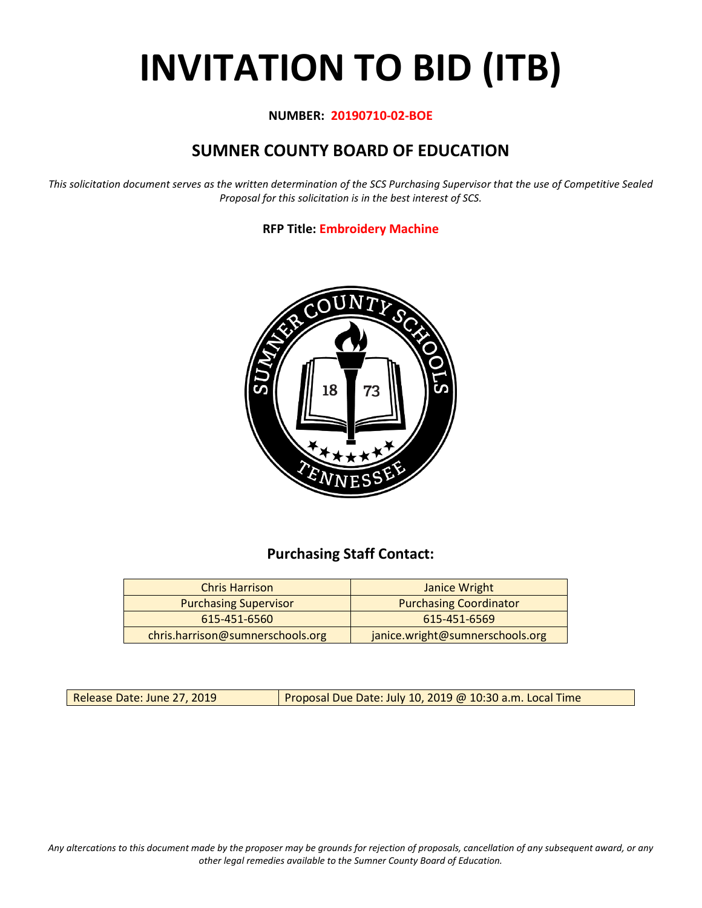# INVITATION TO BID (ITB)

**NUMBER: 20190710-02-BOE**

## SUMNER COUNTY BOARD OF EDUCATION

*This solicitation document serves as the written determination of the SCS Purchasing Supervisor that the use of Competitive Sealed Proposal for this solicitation is in the best interest of SCS.*

**RFP Title: Embroidery Machine**

### Purchasing Staff Contact:

| Chris Harrison | Janice Wright |
|---|---|
| Purchasing Supervisor | Purchasing Coordinator |
| 615-451-6560 | 615-451-6569 |
| chris.harrison@sumnerschools.org | janice.wright@sumnerschools.org |

| Release Date: June 27, 2019 | Proposal Due Date: July 10, 2019 @ 10:30 a.m. Local Time |
|---|---|

*Any altercations to this document made by the proposer may be grounds for rejection of proposals, cancellation of any subsequent award, or any other legal remedies available to the Sumner County Board of Education.*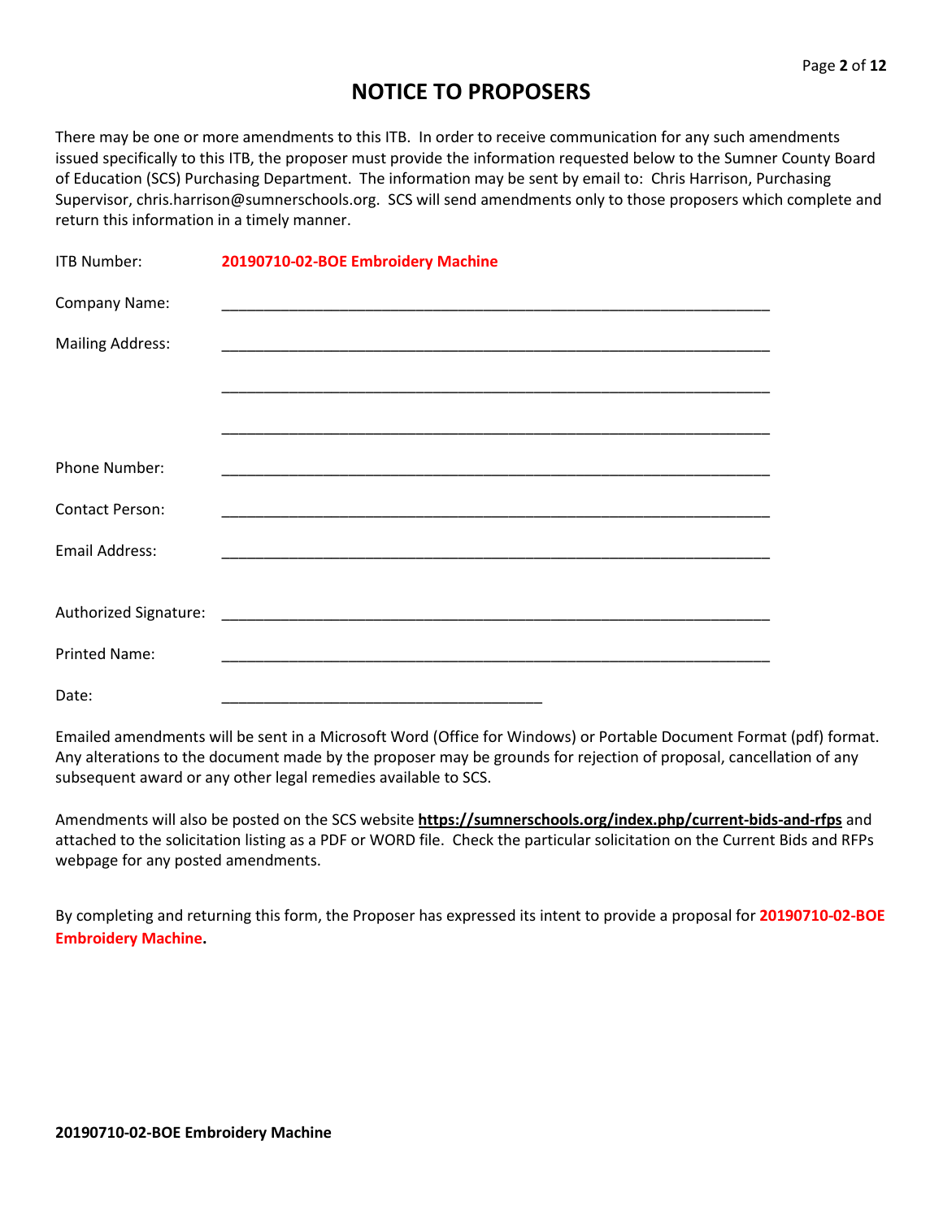# NOTICE TO PROPOSERS

There may be one or more amendments to this ITB. In order to receive communication for any such amendments issued specifically to this ITB, the proposer must provide the information requested below to the Sumner County Board of Education (SCS) Purchasing Department. The information may be sent by email to: Chris Harrison, Purchasing Supervisor, chris.harrison@sumnerschools.org. SCS will send amendments only to those proposers which complete and return this information in a timely manner.

ITB Number: **20190710-02-BOE Embroidery Machine**

Company Name: ____________________________________________________________________

Mailing Address: ____________________________________________________________________

____________________________________________________________________

____________________________________________________________________

Phone Number: ____________________________________________________________________

Contact Person: ____________________________________________________________________

Email Address: ____________________________________________________________________

Authorized Signature: ____________________________________________________________________

Printed Name: ____________________________________________________________________

Date: _______________________________________

Emailed amendments will be sent in a Microsoft Word (Office for Windows) or Portable Document Format (pdf) format. Any alterations to the document made by the proposer may be grounds for rejection of proposal, cancellation of any subsequent award or any other legal remedies available to SCS.

Amendments will also be posted on the SCS website **https://sumnerschools.org/index.php/current-bids-and-rfps** and attached to the solicitation listing as a PDF or WORD file. Check the particular solicitation on the Current Bids and RFPs webpage for any posted amendments.

By completing and returning this form, the Proposer has expressed its intent to provide a proposal for **20190710-02-BOE Embroidery Machine.**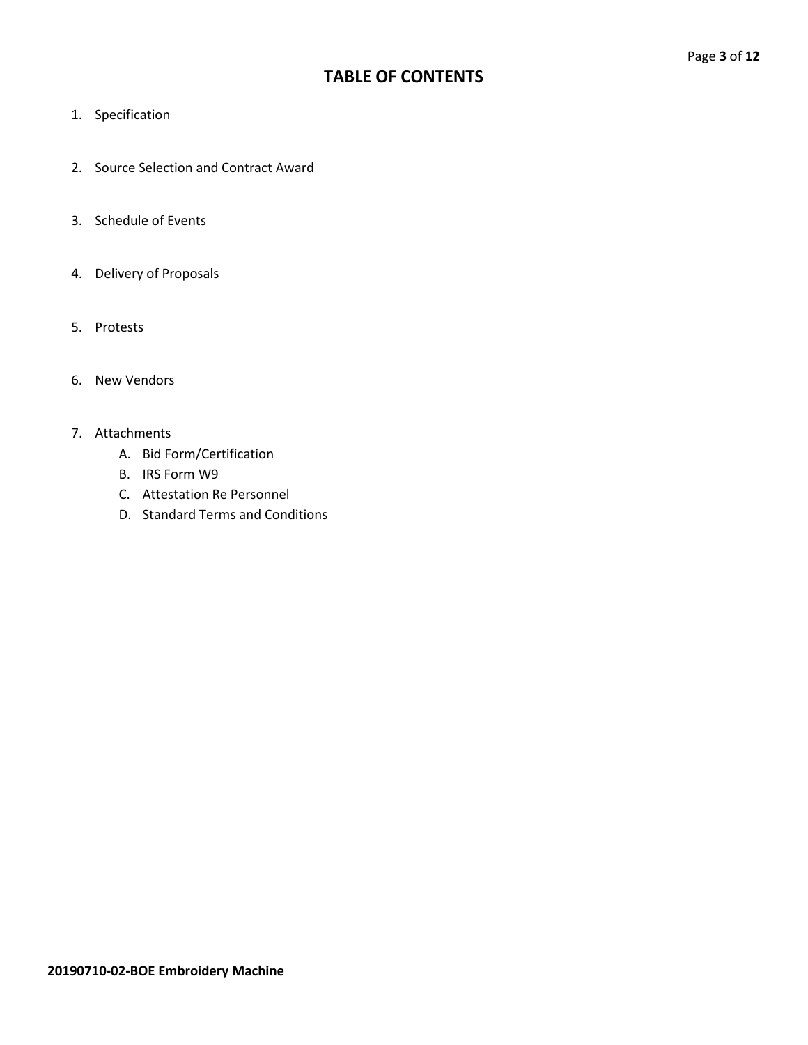# TABLE OF CONTENTS

1. Specification
2. Source Selection and Contract Award
3. Schedule of Events
4. Delivery of Proposals
5. Protests
6. New Vendors
7. Attachments
   A. Bid Form/Certification
   B. IRS Form W9
   C. Attestation Re Personnel
   D. Standard Terms and Conditions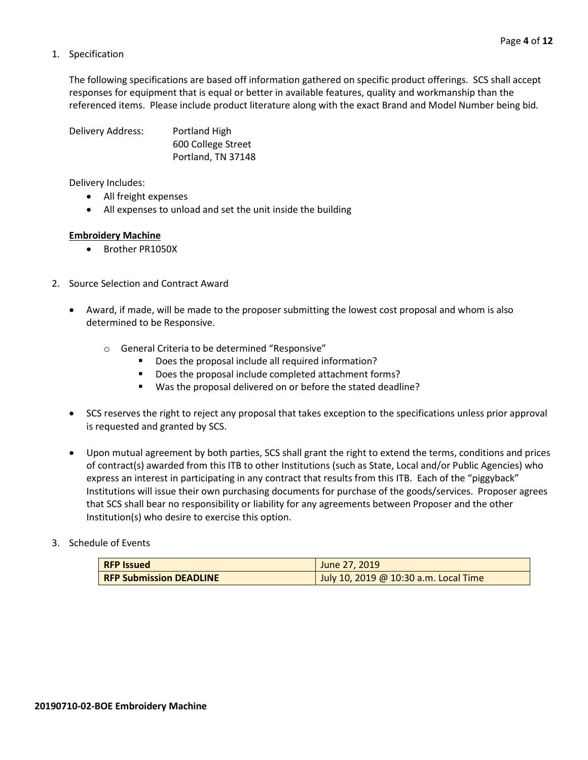1. Specification

   The following specifications are based off information gathered on specific product offerings. SCS shall accept responses for equipment that is equal or better in available features, quality and workmanship than the referenced items. Please include product literature along with the exact Brand and Model Number being bid.

   Delivery Address: Portland High
   600 College Street
   Portland, TN 37148

   Delivery Includes:
   - All freight expenses
   - All expenses to unload and set the unit inside the building

   **Embroidery Machine**
   - Brother PR1050X

2. Source Selection and Contract Award

   - Award, if made, will be made to the proposer submitting the lowest cost proposal and whom is also determined to be Responsive.
     - General Criteria to be determined "Responsive"
       - Does the proposal include all required information?
       - Does the proposal include completed attachment forms?
       - Was the proposal delivered on or before the stated deadline?
   - SCS reserves the right to reject any proposal that takes exception to the specifications unless prior approval is requested and granted by SCS.
   - Upon mutual agreement by both parties, SCS shall grant the right to extend the terms, conditions and prices of contract(s) awarded from this ITB to other Institutions (such as State, Local and/or Public Agencies) who express an interest in participating in any contract that results from this ITB. Each of the "piggyback" Institutions will issue their own purchasing documents for purchase of the goods/services. Proposer agrees that SCS shall bear no responsibility or liability for any agreements between Proposer and the other Institution(s) who desire to exercise this option.

3. Schedule of Events

| **RFP Issued** | June 27, 2019 |
|---|---|
| **RFP Submission DEADLINE** | July 10, 2019 @ 10:30 a.m. Local Time |

**20190710-02-BOE Embroidery Machine**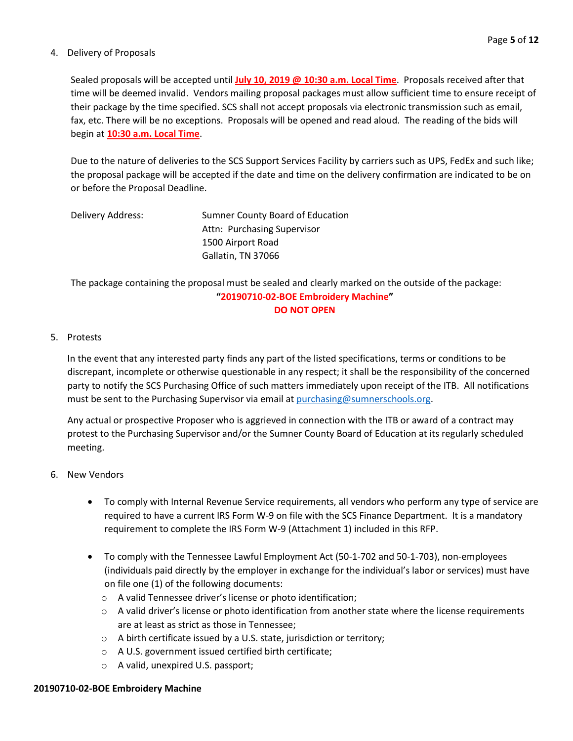4. Delivery of Proposals

   Sealed proposals will be accepted until **July 10, 2019 @ 10:30 a.m. Local Time**. Proposals received after that time will be deemed invalid. Vendors mailing proposal packages must allow sufficient time to ensure receipt of their package by the time specified. SCS shall not accept proposals via electronic transmission such as email, fax, etc. There will be no exceptions. Proposals will be opened and read aloud. The reading of the bids will begin at **10:30 a.m. Local Time**.

   Due to the nature of deliveries to the SCS Support Services Facility by carriers such as UPS, FedEx and such like; the proposal package will be accepted if the date and time on the delivery confirmation are indicated to be on or before the Proposal Deadline.

   Delivery Address: Sumner County Board of Education
   Attn: Purchasing Supervisor
   1500 Airport Road
   Gallatin, TN 37066

   The package containing the proposal must be sealed and clearly marked on the outside of the package:

   **"20190710-02-BOE Embroidery Machine"**
   **DO NOT OPEN**

5. Protests

   In the event that any interested party finds any part of the listed specifications, terms or conditions to be discrepant, incomplete or otherwise questionable in any respect; it shall be the responsibility of the concerned party to notify the SCS Purchasing Office of such matters immediately upon receipt of the ITB. All notifications must be sent to the Purchasing Supervisor via email at purchasing@sumnerschools.org.

   Any actual or prospective Proposer who is aggrieved in connection with the ITB or award of a contract may protest to the Purchasing Supervisor and/or the Sumner County Board of Education at its regularly scheduled meeting.

6. New Vendors

   - To comply with Internal Revenue Service requirements, all vendors who perform any type of service are required to have a current IRS Form W-9 on file with the SCS Finance Department. It is a mandatory requirement to complete the IRS Form W-9 (Attachment 1) included in this RFP.
   - To comply with the Tennessee Lawful Employment Act (50-1-702 and 50-1-703), non-employees (individuals paid directly by the employer in exchange for the individual's labor or services) must have on file one (1) of the following documents:
     - A valid Tennessee driver's license or photo identification;
     - A valid driver's license or photo identification from another state where the license requirements are at least as strict as those in Tennessee;
     - A birth certificate issued by a U.S. state, jurisdiction or territory;
     - A U.S. government issued certified birth certificate;
     - A valid, unexpired U.S. passport;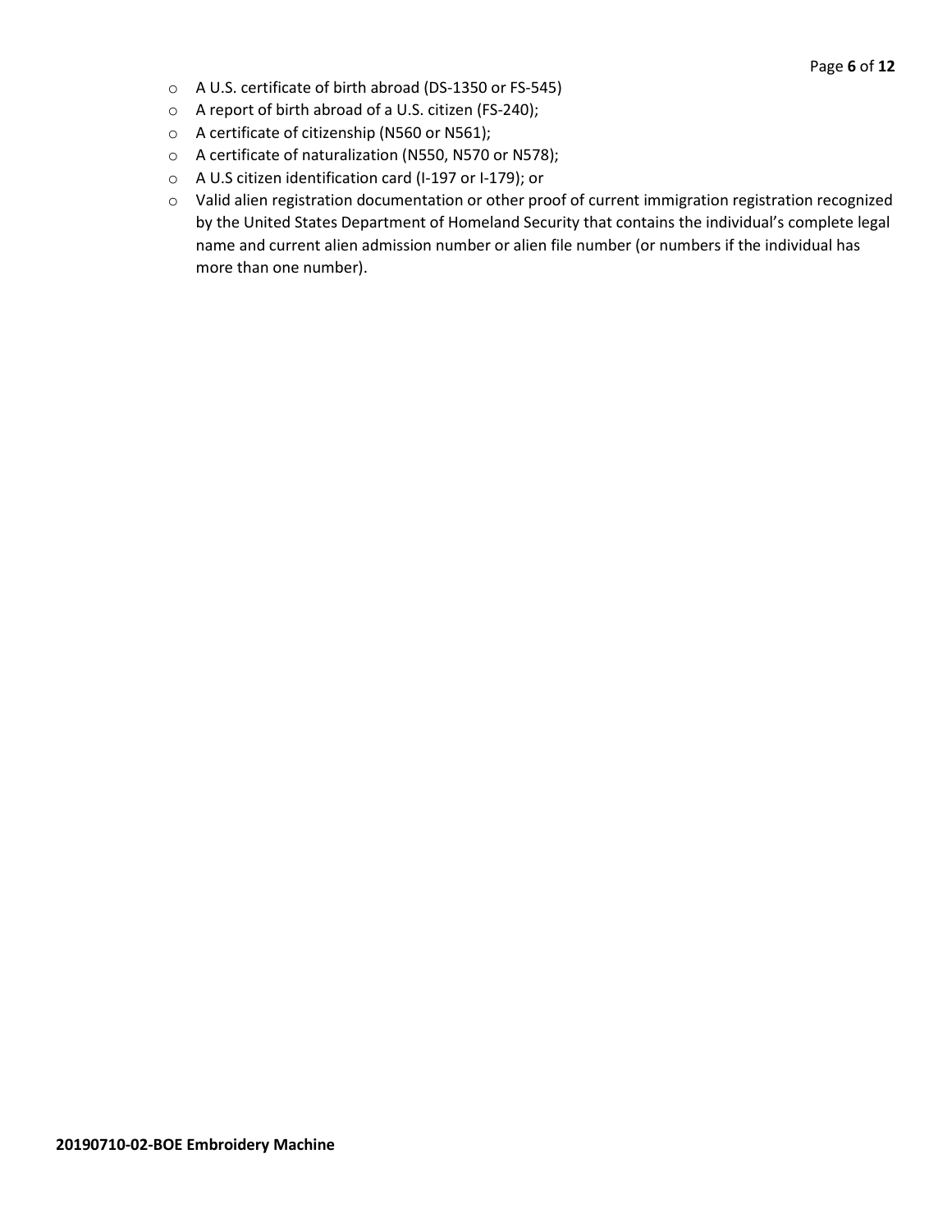- A U.S. certificate of birth abroad (DS-1350 or FS-545)
- A report of birth abroad of a U.S. citizen (FS-240);
- A certificate of citizenship (N560 or N561);
- A certificate of naturalization (N550, N570 or N578);
- A U.S citizen identification card (I-197 or I-179); or
- Valid alien registration documentation or other proof of current immigration registration recognized by the United States Department of Homeland Security that contains the individual's complete legal name and current alien admission number or alien file number (or numbers if the individual has more than one number).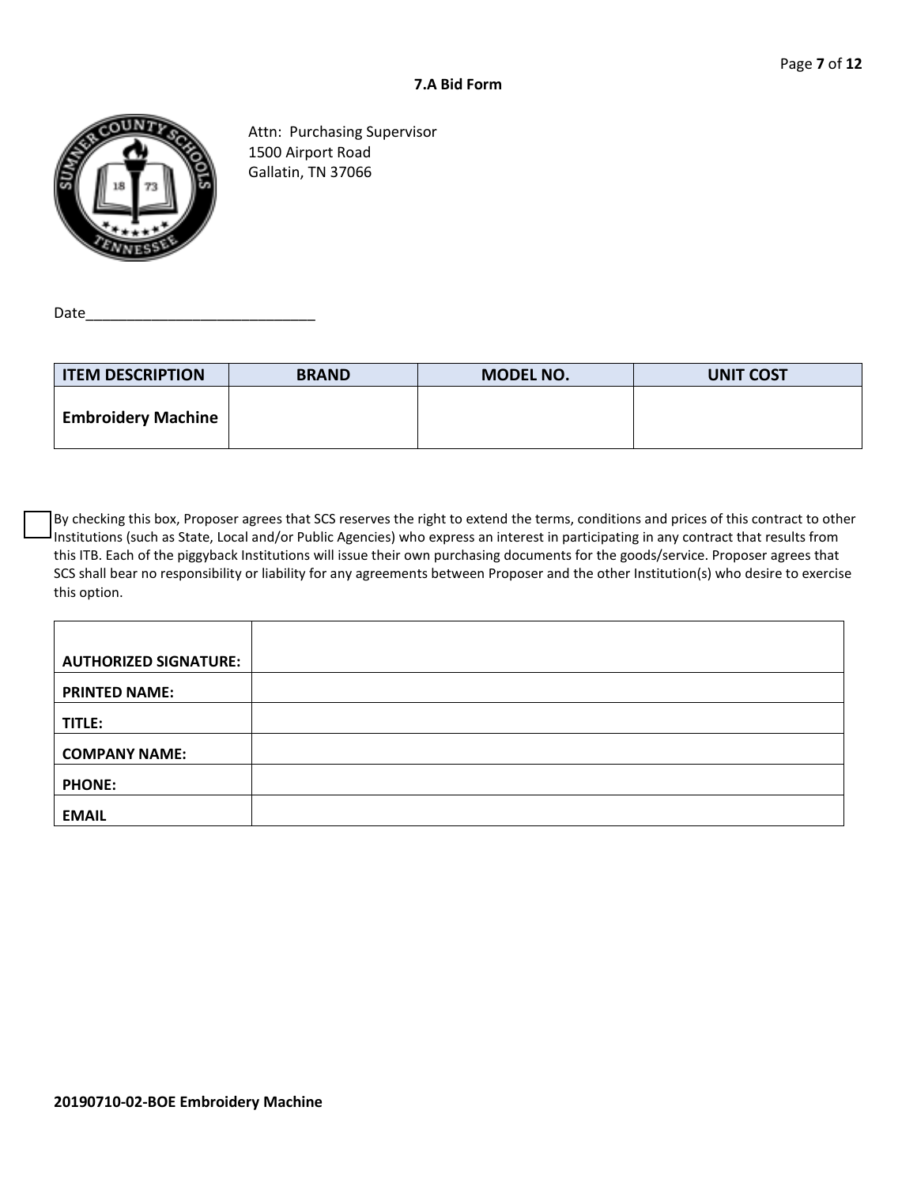## 7.A Bid Form

Attn: Purchasing Supervisor
1500 Airport Road
Gallatin, TN 37066

Date_____________________________

| ITEM DESCRIPTION | BRAND | MODEL NO. | UNIT COST |
|---|---|---|---|
| **Embroidery Machine** | | | |

☐ By checking this box, Proposer agrees that SCS reserves the right to extend the terms, conditions and prices of this contract to other Institutions (such as State, Local and/or Public Agencies) who express an interest in participating in any contract that results from this ITB. Each of the piggyback Institutions will issue their own purchasing documents for the goods/service. Proposer agrees that SCS shall bear no responsibility or liability for any agreements between Proposer and the other Institution(s) who desire to exercise this option.

| | |
|---|---|
| **AUTHORIZED SIGNATURE:** | |
| **PRINTED NAME:** | |
| **TITLE:** | |
| **COMPANY NAME:** | |
| **PHONE:** | |
| **EMAIL** | |

**20190710-02-BOE Embroidery Machine**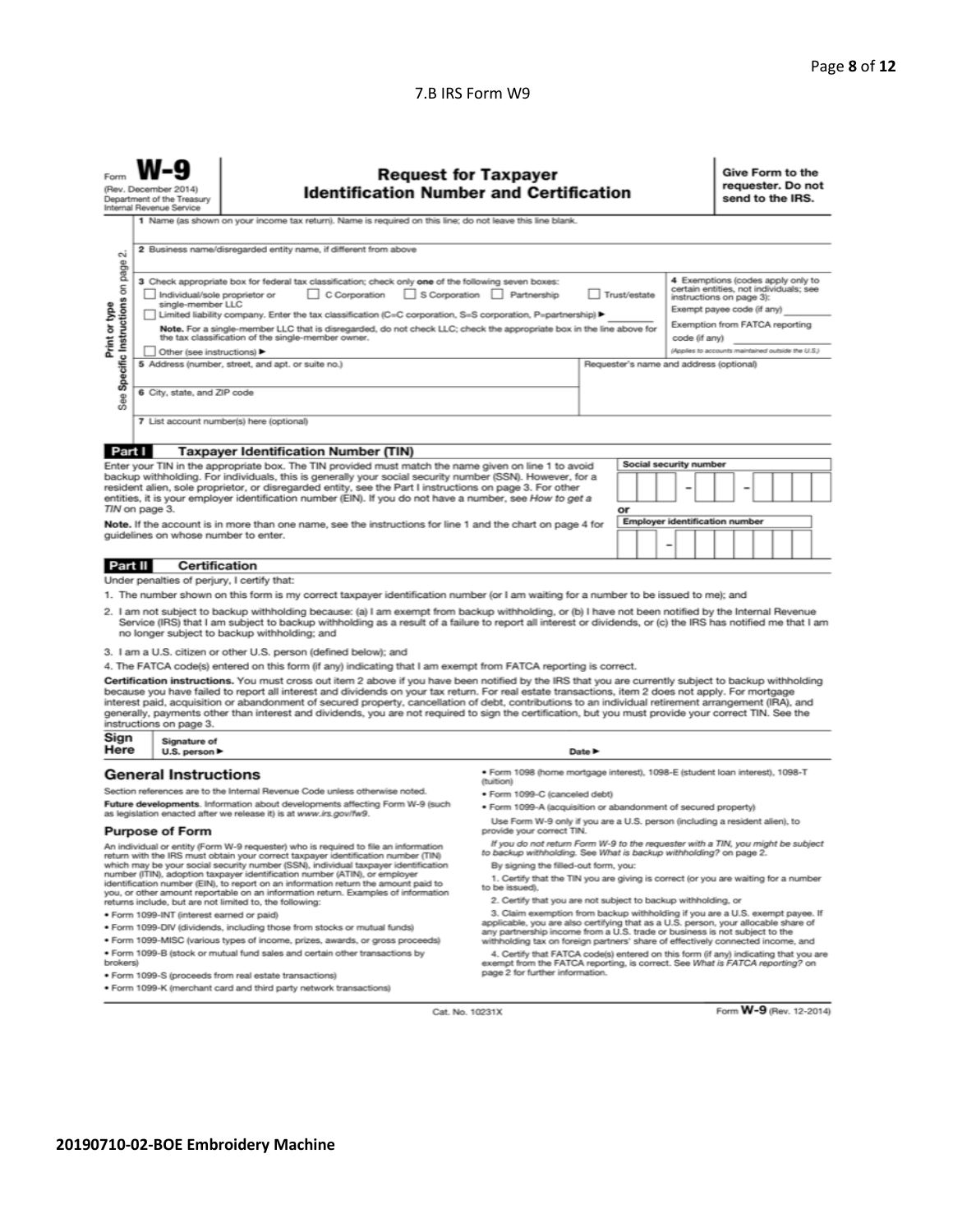7.B IRS Form W9

Form **W-9**
(Rev. December 2014)
Department of the Treasury
Internal Revenue Service

# Request for Taxpayer Identification Number and Certification

**Give Form to the requester. Do not send to the IRS.**

Print or type
See **Specific Instructions** on page 2.

1 Name (as shown on your income tax return). Name is required on this line; do not leave this line blank.

2 Business name/disregarded entity name, if different from above

3 Check appropriate box for federal tax classification; check only **one** of the following seven boxes:
☐ Individual/sole proprietor or single-member LLC ☐ C Corporation ☐ S Corporation ☐ Partnership ☐ Trust/estate
☐ Limited liability company. Enter the tax classification (C=C corporation, S=S corporation, P=partnership) ▶
**Note.** For a single-member LLC that is disregarded, do not check LLC; check the appropriate box in the line above for the tax classification of the single-member owner.
☐ Other (see instructions) ▶

4 Exemptions (codes apply only to certain entities, not individuals; see instructions on page 3):
Exempt payee code (if any)
Exemption from FATCA reporting code (if any)
*(Applies to accounts maintained outside the U.S.)*

5 Address (number, street, and apt. or suite no.)

Requester's name and address (optional)

6 City, state, and ZIP code

7 List account number(s) here (optional)

## Part I Taxpayer Identification Number (TIN)

Enter your TIN in the appropriate box. The TIN provided must match the name given on line 1 to avoid backup withholding. For individuals, this is generally your social security number (SSN). However, for a resident alien, sole proprietor, or disregarded entity, see the Part I instructions on page 3. For other entities, it is your employer identification number (EIN). If you do not have a number, see *How to get a TIN* on page 3.

**Note.** If the account is in more than one name, see the instructions for line 1 and the chart on page 4 for guidelines on whose number to enter.

Social security number
☐☐☐ – ☐☐ – ☐☐☐☐

or

Employer identification number
☐☐ – ☐☐☐☐☐☐☐

## Part II Certification

Under penalties of perjury, I certify that:

1. The number shown on this form is my correct taxpayer identification number (or I am waiting for a number to be issued to me); and
2. I am not subject to backup withholding because: (a) I am exempt from backup withholding, or (b) I have not been notified by the Internal Revenue Service (IRS) that I am subject to backup withholding as a result of a failure to report all interest or dividends, or (c) the IRS has notified me that I am no longer subject to backup withholding; and
3. I am a U.S. citizen or other U.S. person (defined below); and
4. The FATCA code(s) entered on this form (if any) indicating that I am exempt from FATCA reporting is correct.

**Certification instructions.** You must cross out item 2 above if you have been notified by the IRS that you are currently subject to backup withholding because you have failed to report all interest and dividends on your tax return. For real estate transactions, item 2 does not apply. For mortgage interest paid, acquisition or abandonment of secured property, cancellation of debt, contributions to an individual retirement arrangement (IRA), and generally, payments other than interest and dividends, you are not required to sign the certification, but you must provide your correct TIN. See the instructions on page 3.

**Sign Here** Signature of U.S. person ▶ Date ▶

## General Instructions

Section references are to the Internal Revenue Code unless otherwise noted.

**Future developments.** Information about developments affecting Form W-9 (such as legislation enacted after we release it) is at *www.irs.gov/fw9*.

### Purpose of Form

An individual or entity (Form W-9 requester) who is required to file an information return with the IRS must obtain your correct taxpayer identification number (TIN) which may be your social security number (SSN), individual taxpayer identification number (ITIN), adoption taxpayer identification number (ATIN), or employer identification number (EIN), to report on an information return the amount paid to you, or other amount reportable on an information return. Examples of information returns include, but are not limited to, the following:

- Form 1099-INT (interest earned or paid)
- Form 1099-DIV (dividends, including those from stocks or mutual funds)
- Form 1099-MISC (various types of income, prizes, awards, or gross proceeds)
- Form 1099-B (stock or mutual fund sales and certain other transactions by brokers)
- Form 1099-S (proceeds from real estate transactions)
- Form 1099-K (merchant card and third party network transactions)
- Form 1098 (home mortgage interest), 1098-E (student loan interest), 1098-T (tuition)
- Form 1099-C (canceled debt)
- Form 1099-A (acquisition or abandonment of secured property)

Use Form W-9 only if you are a U.S. person (including a resident alien), to provide your correct TIN.

*If you do not return Form W-9 to the requester with a TIN, you might be subject to backup withholding. See What is backup withholding? on page 2.*

By signing the filled-out form, you:

1. Certify that the TIN you are giving is correct (or you are waiting for a number to be issued),
2. Certify that you are not subject to backup withholding, or
3. Claim exemption from backup withholding if you are a U.S. exempt payee. If applicable, you are also certifying that as a U.S. person, your allocable share of any partnership income from a U.S. trade or business is not subject to the withholding tax on foreign partners' share of effectively connected income, and
4. Certify that FATCA code(s) entered on this form (if any) indicating that you are exempt from the FATCA reporting, is correct. See *What is FATCA reporting?* on page 2 for further information.

Cat. No. 10231X

Form **W-9** (Rev. 12-2014)

**20190710-02-BOE Embroidery Machine**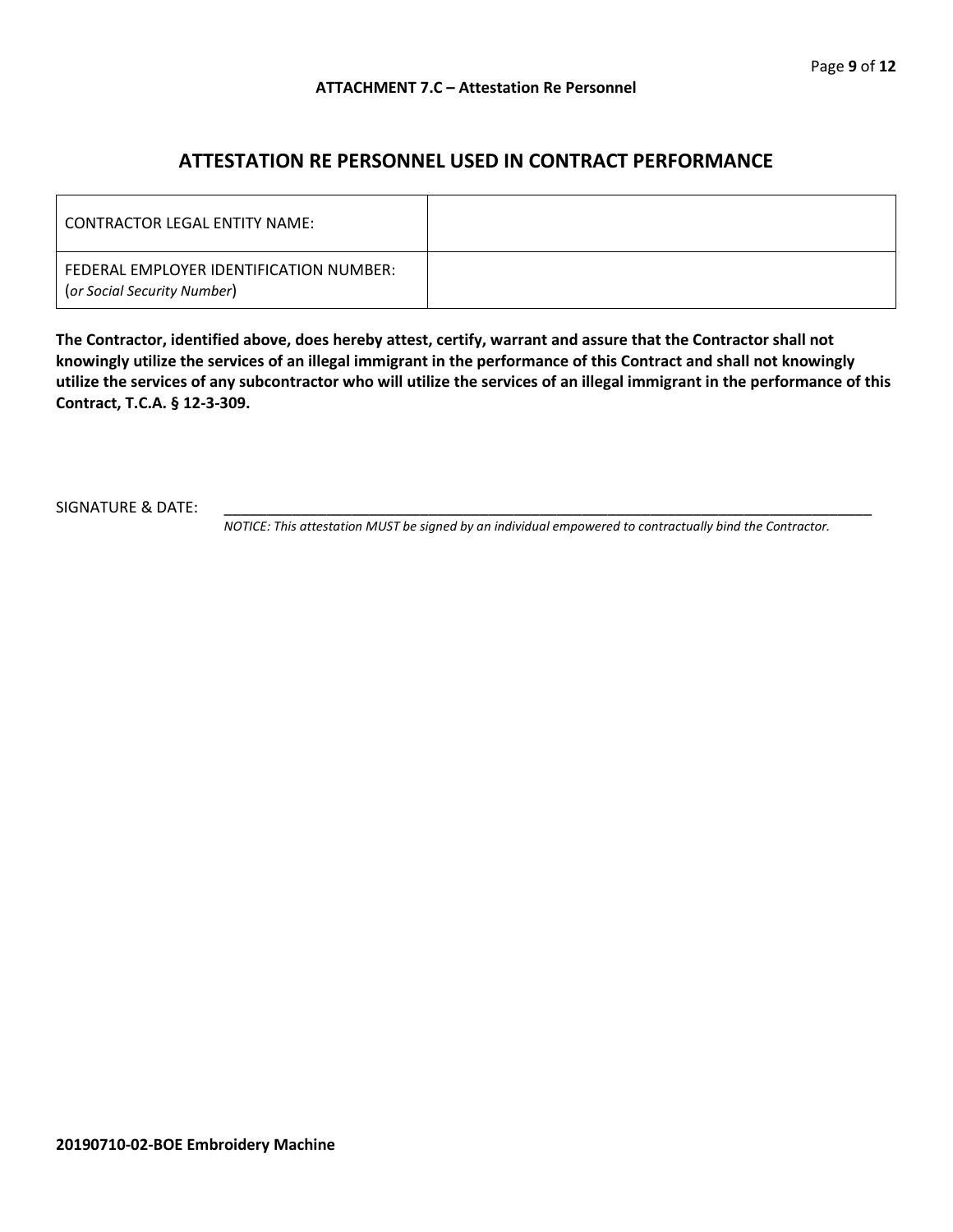**ATTACHMENT 7.C – Attestation Re Personnel**

## ATTESTATION RE PERSONNEL USED IN CONTRACT PERFORMANCE

| CONTRACTOR LEGAL ENTITY NAME: | |
| --- | --- |
| FEDERAL EMPLOYER IDENTIFICATION NUMBER: (*or Social Security Number*) | |

**The Contractor, identified above, does hereby attest, certify, warrant and assure that the Contractor shall not knowingly utilize the services of an illegal immigrant in the performance of this Contract and shall not knowingly utilize the services of any subcontractor who will utilize the services of an illegal immigrant in the performance of this Contract, T.C.A. § 12-3-309.**

SIGNATURE & DATE: ______________________________________________________________________________

*NOTICE: This attestation MUST be signed by an individual empowered to contractually bind the Contractor.*

**20190710-02-BOE Embroidery Machine**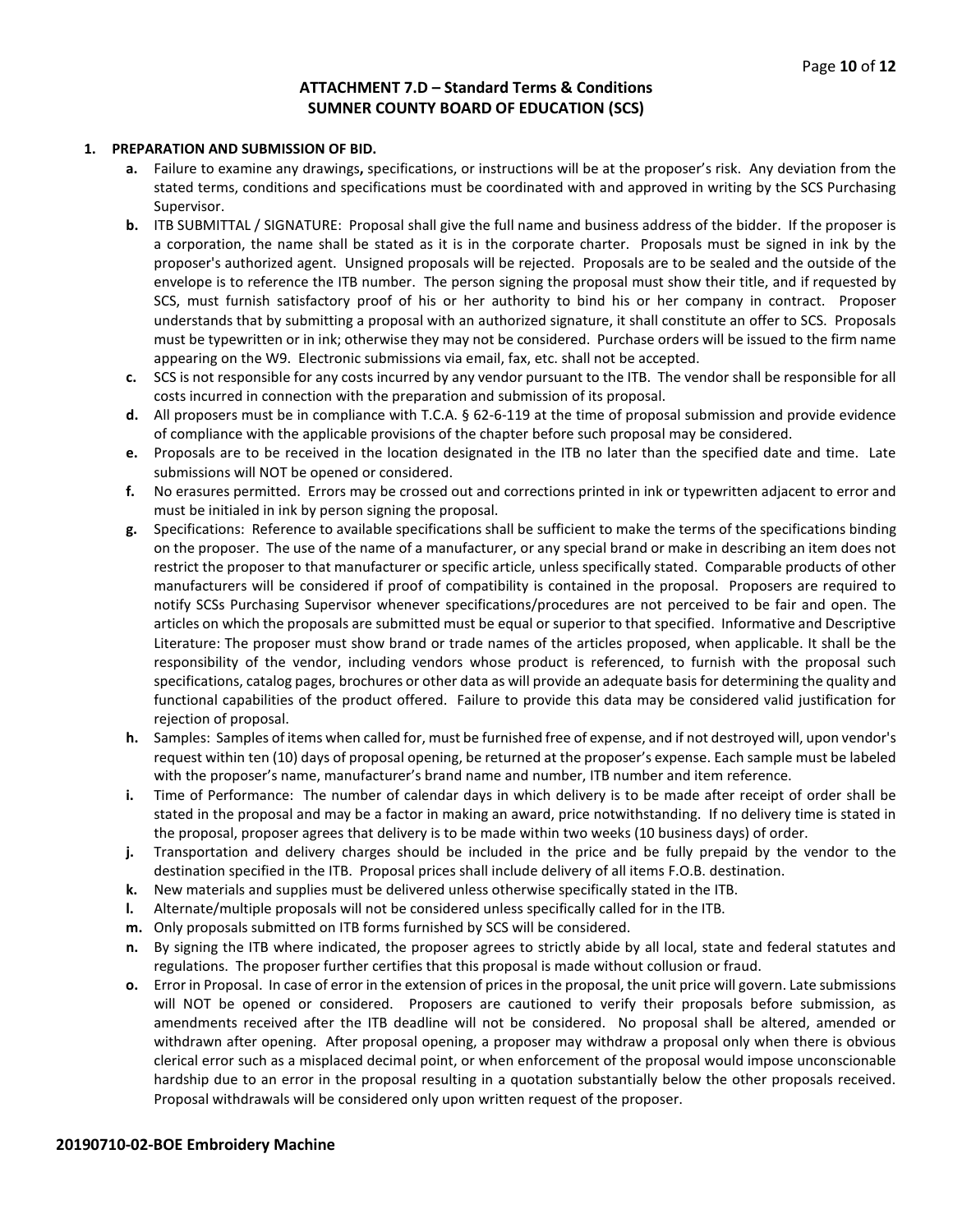## ATTACHMENT 7.D – Standard Terms & Conditions
## SUMNER COUNTY BOARD OF EDUCATION (SCS)

**1. PREPARATION AND SUBMISSION OF BID.**

- **a.** Failure to examine any drawings**,** specifications, or instructions will be at the proposer's risk. Any deviation from the stated terms, conditions and specifications must be coordinated with and approved in writing by the SCS Purchasing Supervisor.
- **b.** ITB SUBMITTAL / SIGNATURE: Proposal shall give the full name and business address of the bidder. If the proposer is a corporation, the name shall be stated as it is in the corporate charter. Proposals must be signed in ink by the proposer's authorized agent. Unsigned proposals will be rejected. Proposals are to be sealed and the outside of the envelope is to reference the ITB number. The person signing the proposal must show their title, and if requested by SCS, must furnish satisfactory proof of his or her authority to bind his or her company in contract. Proposer understands that by submitting a proposal with an authorized signature, it shall constitute an offer to SCS. Proposals must be typewritten or in ink; otherwise they may not be considered. Purchase orders will be issued to the firm name appearing on the W9. Electronic submissions via email, fax, etc. shall not be accepted.
- **c.** SCS is not responsible for any costs incurred by any vendor pursuant to the ITB. The vendor shall be responsible for all costs incurred in connection with the preparation and submission of its proposal.
- **d.** All proposers must be in compliance with T.C.A. § 62-6-119 at the time of proposal submission and provide evidence of compliance with the applicable provisions of the chapter before such proposal may be considered.
- **e.** Proposals are to be received in the location designated in the ITB no later than the specified date and time. Late submissions will NOT be opened or considered.
- **f.** No erasures permitted. Errors may be crossed out and corrections printed in ink or typewritten adjacent to error and must be initialed in ink by person signing the proposal.
- **g.** Specifications: Reference to available specifications shall be sufficient to make the terms of the specifications binding on the proposer. The use of the name of a manufacturer, or any special brand or make in describing an item does not restrict the proposer to that manufacturer or specific article, unless specifically stated. Comparable products of other manufacturers will be considered if proof of compatibility is contained in the proposal. Proposers are required to notify SCSs Purchasing Supervisor whenever specifications/procedures are not perceived to be fair and open. The articles on which the proposals are submitted must be equal or superior to that specified. Informative and Descriptive Literature: The proposer must show brand or trade names of the articles proposed, when applicable. It shall be the responsibility of the vendor, including vendors whose product is referenced, to furnish with the proposal such specifications, catalog pages, brochures or other data as will provide an adequate basis for determining the quality and functional capabilities of the product offered. Failure to provide this data may be considered valid justification for rejection of proposal.
- **h.** Samples: Samples of items when called for, must be furnished free of expense, and if not destroyed will, upon vendor's request within ten (10) days of proposal opening, be returned at the proposer's expense. Each sample must be labeled with the proposer's name, manufacturer's brand name and number, ITB number and item reference.
- **i.** Time of Performance: The number of calendar days in which delivery is to be made after receipt of order shall be stated in the proposal and may be a factor in making an award, price notwithstanding. If no delivery time is stated in the proposal, proposer agrees that delivery is to be made within two weeks (10 business days) of order.
- **j.** Transportation and delivery charges should be included in the price and be fully prepaid by the vendor to the destination specified in the ITB. Proposal prices shall include delivery of all items F.O.B. destination.
- **k.** New materials and supplies must be delivered unless otherwise specifically stated in the ITB.
- **l.** Alternate/multiple proposals will not be considered unless specifically called for in the ITB.
- **m.** Only proposals submitted on ITB forms furnished by SCS will be considered.
- **n.** By signing the ITB where indicated, the proposer agrees to strictly abide by all local, state and federal statutes and regulations. The proposer further certifies that this proposal is made without collusion or fraud.
- **o.** Error in Proposal. In case of error in the extension of prices in the proposal, the unit price will govern. Late submissions will NOT be opened or considered. Proposers are cautioned to verify their proposals before submission, as amendments received after the ITB deadline will not be considered. No proposal shall be altered, amended or withdrawn after opening. After proposal opening, a proposer may withdraw a proposal only when there is obvious clerical error such as a misplaced decimal point, or when enforcement of the proposal would impose unconscionable hardship due to an error in the proposal resulting in a quotation substantially below the other proposals received. Proposal withdrawals will be considered only upon written request of the proposer.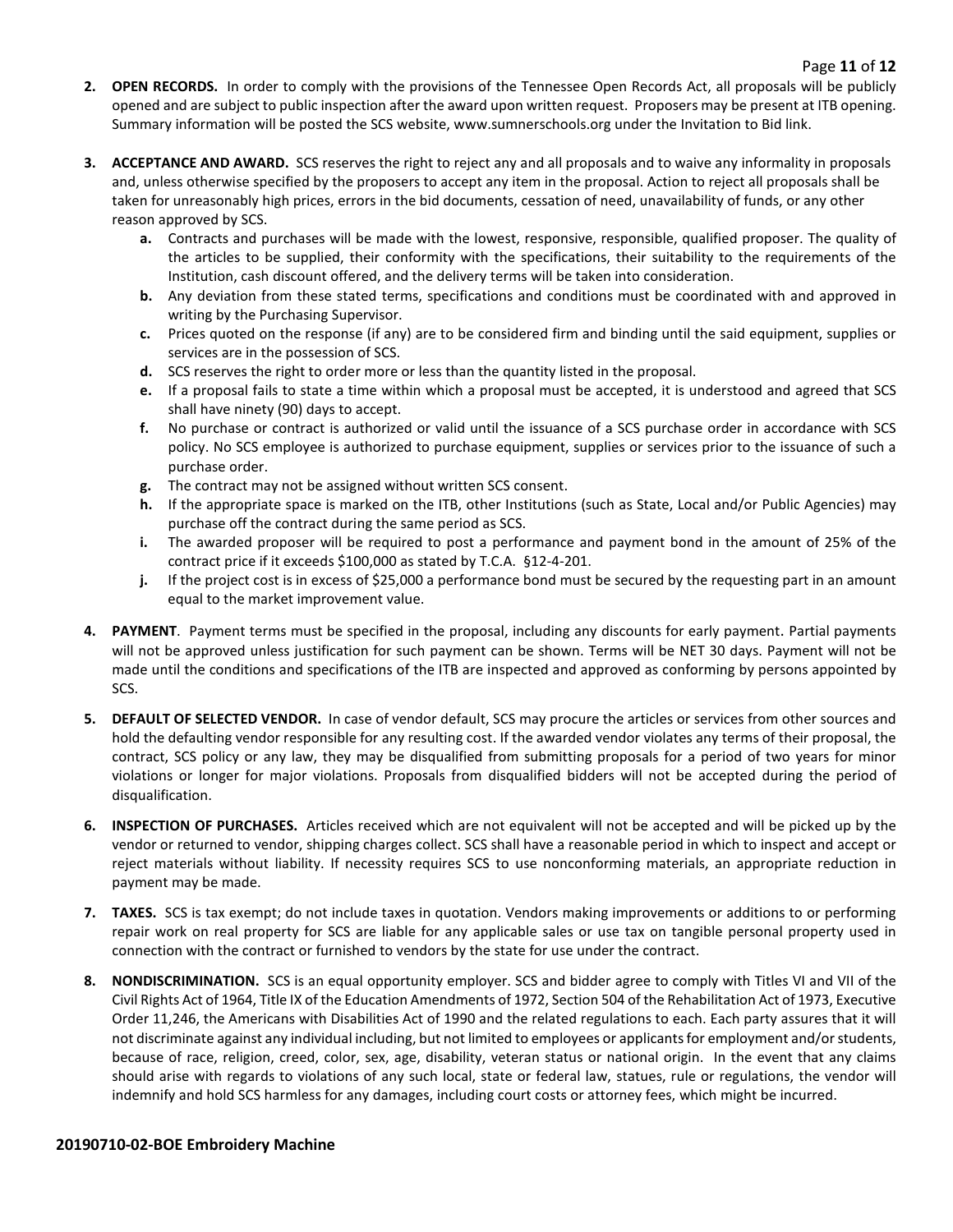2. **OPEN RECORDS.** In order to comply with the provisions of the Tennessee Open Records Act, all proposals will be publicly opened and are subject to public inspection after the award upon written request. Proposers may be present at ITB opening. Summary information will be posted the SCS website, www.sumnerschools.org under the Invitation to Bid link.

3. **ACCEPTANCE AND AWARD.** SCS reserves the right to reject any and all proposals and to waive any informality in proposals and, unless otherwise specified by the proposers to accept any item in the proposal. Action to reject all proposals shall be taken for unreasonably high prices, errors in the bid documents, cessation of need, unavailability of funds, or any other reason approved by SCS.
   - **a.** Contracts and purchases will be made with the lowest, responsive, responsible, qualified proposer. The quality of the articles to be supplied, their conformity with the specifications, their suitability to the requirements of the Institution, cash discount offered, and the delivery terms will be taken into consideration.
   - **b.** Any deviation from these stated terms, specifications and conditions must be coordinated with and approved in writing by the Purchasing Supervisor.
   - **c.** Prices quoted on the response (if any) are to be considered firm and binding until the said equipment, supplies or services are in the possession of SCS.
   - **d.** SCS reserves the right to order more or less than the quantity listed in the proposal.
   - **e.** If a proposal fails to state a time within which a proposal must be accepted, it is understood and agreed that SCS shall have ninety (90) days to accept.
   - **f.** No purchase or contract is authorized or valid until the issuance of a SCS purchase order in accordance with SCS policy. No SCS employee is authorized to purchase equipment, supplies or services prior to the issuance of such a purchase order.
   - **g.** The contract may not be assigned without written SCS consent.
   - **h.** If the appropriate space is marked on the ITB, other Institutions (such as State, Local and/or Public Agencies) may purchase off the contract during the same period as SCS.
   - **i.** The awarded proposer will be required to post a performance and payment bond in the amount of 25% of the contract price if it exceeds $100,000 as stated by T.C.A. §12-4-201.
   - **j.** If the project cost is in excess of $25,000 a performance bond must be secured by the requesting part in an amount equal to the market improvement value.

4. **PAYMENT**. Payment terms must be specified in the proposal, including any discounts for early payment. Partial payments will not be approved unless justification for such payment can be shown. Terms will be NET 30 days. Payment will not be made until the conditions and specifications of the ITB are inspected and approved as conforming by persons appointed by SCS.

5. **DEFAULT OF SELECTED VENDOR.** In case of vendor default, SCS may procure the articles or services from other sources and hold the defaulting vendor responsible for any resulting cost. If the awarded vendor violates any terms of their proposal, the contract, SCS policy or any law, they may be disqualified from submitting proposals for a period of two years for minor violations or longer for major violations. Proposals from disqualified bidders will not be accepted during the period of disqualification.

6. **INSPECTION OF PURCHASES.** Articles received which are not equivalent will not be accepted and will be picked up by the vendor or returned to vendor, shipping charges collect. SCS shall have a reasonable period in which to inspect and accept or reject materials without liability. If necessity requires SCS to use nonconforming materials, an appropriate reduction in payment may be made.

7. **TAXES.** SCS is tax exempt; do not include taxes in quotation. Vendors making improvements or additions to or performing repair work on real property for SCS are liable for any applicable sales or use tax on tangible personal property used in connection with the contract or furnished to vendors by the state for use under the contract.

8. **NONDISCRIMINATION.** SCS is an equal opportunity employer. SCS and bidder agree to comply with Titles VI and VII of the Civil Rights Act of 1964, Title IX of the Education Amendments of 1972, Section 504 of the Rehabilitation Act of 1973, Executive Order 11,246, the Americans with Disabilities Act of 1990 and the related regulations to each. Each party assures that it will not discriminate against any individual including, but not limited to employees or applicants for employment and/or students, because of race, religion, creed, color, sex, age, disability, veteran status or national origin. In the event that any claims should arise with regards to violations of any such local, state or federal law, statues, rule or regulations, the vendor will indemnify and hold SCS harmless for any damages, including court costs or attorney fees, which might be incurred.

**20190710-02-BOE Embroidery Machine**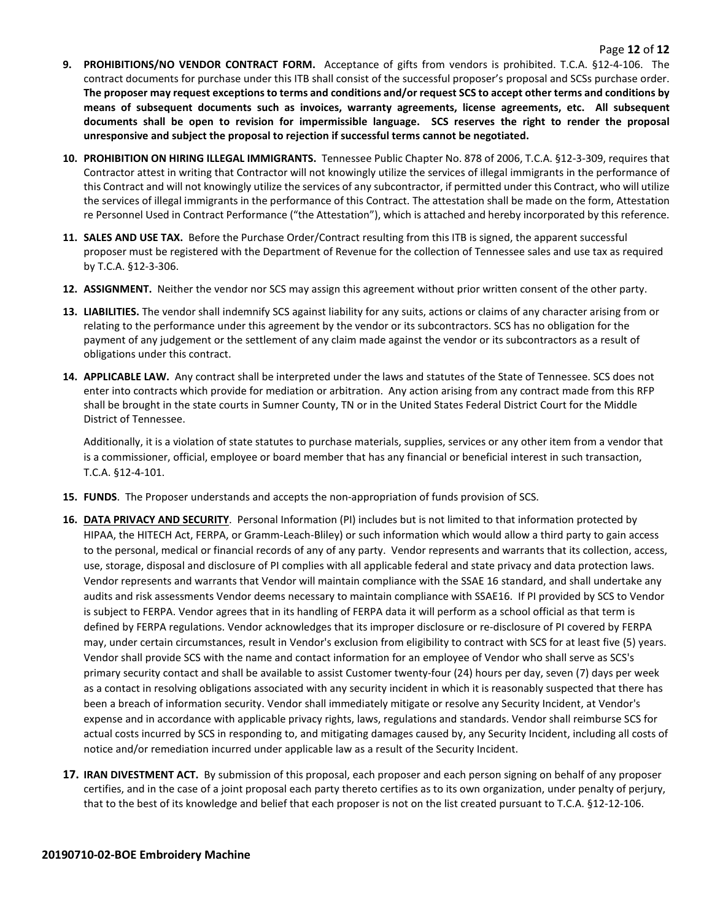9. **PROHIBITIONS/NO VENDOR CONTRACT FORM.** Acceptance of gifts from vendors is prohibited. T.C.A. §12-4-106. The contract documents for purchase under this ITB shall consist of the successful proposer's proposal and SCSs purchase order. **The proposer may request exceptions to terms and conditions and/or request SCS to accept other terms and conditions by means of subsequent documents such as invoices, warranty agreements, license agreements, etc. All subsequent documents shall be open to revision for impermissible language. SCS reserves the right to render the proposal unresponsive and subject the proposal to rejection if successful terms cannot be negotiated.**

10. **PROHIBITION ON HIRING ILLEGAL IMMIGRANTS.** Tennessee Public Chapter No. 878 of 2006, T.C.A. §12-3-309, requires that Contractor attest in writing that Contractor will not knowingly utilize the services of illegal immigrants in the performance of this Contract and will not knowingly utilize the services of any subcontractor, if permitted under this Contract, who will utilize the services of illegal immigrants in the performance of this Contract. The attestation shall be made on the form, Attestation re Personnel Used in Contract Performance ("the Attestation"), which is attached and hereby incorporated by this reference.

11. **SALES AND USE TAX.** Before the Purchase Order/Contract resulting from this ITB is signed, the apparent successful proposer must be registered with the Department of Revenue for the collection of Tennessee sales and use tax as required by T.C.A. §12-3-306.

12. **ASSIGNMENT.** Neither the vendor nor SCS may assign this agreement without prior written consent of the other party.

13. **LIABILITIES.** The vendor shall indemnify SCS against liability for any suits, actions or claims of any character arising from or relating to the performance under this agreement by the vendor or its subcontractors. SCS has no obligation for the payment of any judgement or the settlement of any claim made against the vendor or its subcontractors as a result of obligations under this contract.

14. **APPLICABLE LAW.** Any contract shall be interpreted under the laws and statutes of the State of Tennessee. SCS does not enter into contracts which provide for mediation or arbitration. Any action arising from any contract made from this RFP shall be brought in the state courts in Sumner County, TN or in the United States Federal District Court for the Middle District of Tennessee.

    Additionally, it is a violation of state statutes to purchase materials, supplies, services or any other item from a vendor that is a commissioner, official, employee or board member that has any financial or beneficial interest in such transaction, T.C.A. §12-4-101.

15. **FUNDS**. The Proposer understands and accepts the non-appropriation of funds provision of SCS.

16. **<u>DATA PRIVACY AND SECURITY</u>**. Personal Information (PI) includes but is not limited to that information protected by HIPAA, the HITECH Act, FERPA, or Gramm-Leach-Bliley) or such information which would allow a third party to gain access to the personal, medical or financial records of any of any party. Vendor represents and warrants that its collection, access, use, storage, disposal and disclosure of PI complies with all applicable federal and state privacy and data protection laws. Vendor represents and warrants that Vendor will maintain compliance with the SSAE 16 standard, and shall undertake any audits and risk assessments Vendor deems necessary to maintain compliance with SSAE16. If PI provided by SCS to Vendor is subject to FERPA. Vendor agrees that in its handling of FERPA data it will perform as a school official as that term is defined by FERPA regulations. Vendor acknowledges that its improper disclosure or re-disclosure of PI covered by FERPA may, under certain circumstances, result in Vendor's exclusion from eligibility to contract with SCS for at least five (5) years. Vendor shall provide SCS with the name and contact information for an employee of Vendor who shall serve as SCS's primary security contact and shall be available to assist Customer twenty-four (24) hours per day, seven (7) days per week as a contact in resolving obligations associated with any security incident in which it is reasonably suspected that there has been a breach of information security. Vendor shall immediately mitigate or resolve any Security Incident, at Vendor's expense and in accordance with applicable privacy rights, laws, regulations and standards. Vendor shall reimburse SCS for actual costs incurred by SCS in responding to, and mitigating damages caused by, any Security Incident, including all costs of notice and/or remediation incurred under applicable law as a result of the Security Incident.

17. **IRAN DIVESTMENT ACT.** By submission of this proposal, each proposer and each person signing on behalf of any proposer certifies, and in the case of a joint proposal each party thereto certifies as to its own organization, under penalty of perjury, that to the best of its knowledge and belief that each proposer is not on the list created pursuant to T.C.A. §12-12-106.

**20190710-02-BOE Embroidery Machine**